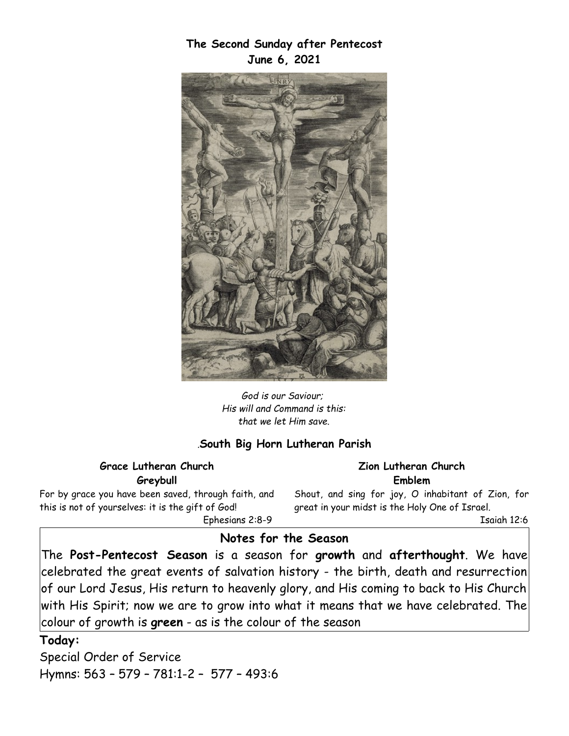**The Second Sunday after Pentecost**
**June 6, 2021**

*God is our Saviour;*
*His will and Command is this:*
*that we let Him save.*

.**South Big Horn Lutheran Parish**

**Grace Lutheran Church**
**Greybull**

For by grace you have been saved, through faith, and this is not of yourselves: it is the gift of God!
Ephesians 2:8-9

**Zion Lutheran Church**
**Emblem**

Shout, and sing for joy, O inhabitant of Zion, for great in your midst is the Holy One of Israel.
Isaiah 12:6

## Notes for the Season

The **Post-Pentecost Season** is a season for **growth** and **afterthought**. We have celebrated the great events of salvation history - the birth, death and resurrection of our Lord Jesus, His return to heavenly glory, and His coming to back to His Church with His Spirit; now we are to grow into what it means that we have celebrated. The colour of growth is **green** - as is the colour of the season

**Today:**

Special Order of Service
Hymns: 563 – 579 – 781:1-2 – 577 – 493:6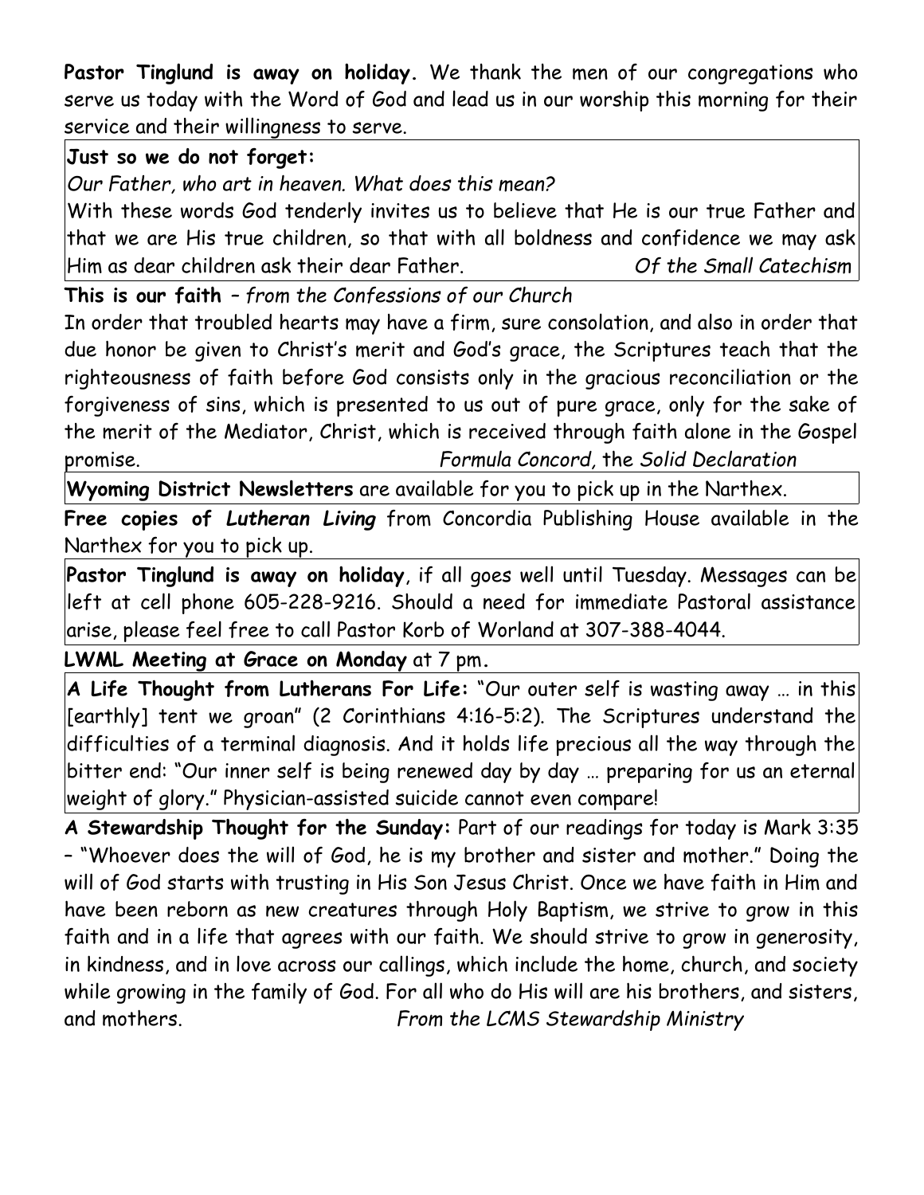**Pastor Tinglund is away on holiday.** We thank the men of our congregations who serve us today with the Word of God and lead us in our worship this morning for their service and their willingness to serve.

**Just so we do not forget:**

*Our Father, who art in heaven. What does this mean?*

With these words God tenderly invites us to believe that He is our true Father and that we are His true children, so that with all boldness and confidence we may ask Him as dear children ask their dear Father. *Of the Small Catechism*

**This is our faith** – *from the Confessions of our Church*

In order that troubled hearts may have a firm, sure consolation, and also in order that due honor be given to Christ's merit and God's grace, the Scriptures teach that the righteousness of faith before God consists only in the gracious reconciliation or the forgiveness of sins, which is presented to us out of pure grace, only for the sake of the merit of the Mediator, Christ, which is received through faith alone in the Gospel promise. *Formula Concord,* the *Solid Declaration*

**Wyoming District Newsletters** are available for you to pick up in the Narthex.

**Free copies of *Lutheran Living*** from Concordia Publishing House available in the Narthex for you to pick up.

**Pastor Tinglund is away on holiday**, if all goes well until Tuesday. Messages can be left at cell phone 605-228-9216. Should a need for immediate Pastoral assistance arise, please feel free to call Pastor Korb of Worland at 307-388-4044.

**LWML Meeting at Grace on Monday** at 7 pm.

**A Life Thought from Lutherans For Life:** "Our outer self is wasting away … in this [earthly] tent we groan" (2 Corinthians 4:16-5:2). The Scriptures understand the difficulties of a terminal diagnosis. And it holds life precious all the way through the bitter end: "Our inner self is being renewed day by day … preparing for us an eternal weight of glory." Physician-assisted suicide cannot even compare!

**A Stewardship Thought for the Sunday:** Part of our readings for today is Mark 3:35 – "Whoever does the will of God, he is my brother and sister and mother." Doing the will of God starts with trusting in His Son Jesus Christ. Once we have faith in Him and have been reborn as new creatures through Holy Baptism, we strive to grow in this faith and in a life that agrees with our faith. We should strive to grow in generosity, in kindness, and in love across our callings, which include the home, church, and society while growing in the family of God. For all who do His will are his brothers, and sisters, and mothers. *From the LCMS Stewardship Ministry*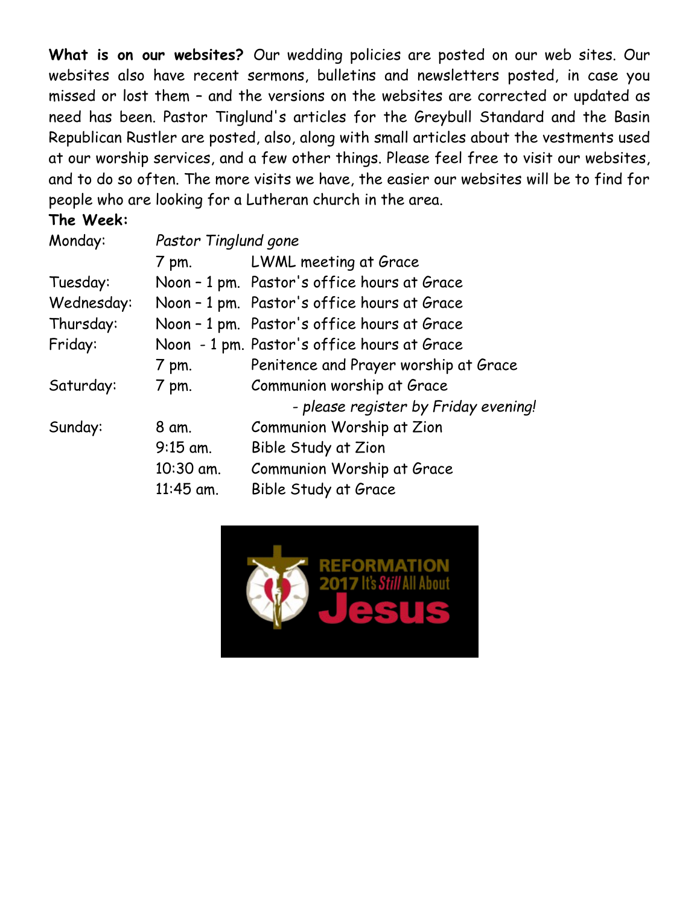**What is on our websites?** Our wedding policies are posted on our web sites. Our websites also have recent sermons, bulletins and newsletters posted, in case you missed or lost them – and the versions on the websites are corrected or updated as need has been. Pastor Tinglund's articles for the Greybull Standard and the Basin Republican Rustler are posted, also, along with small articles about the vestments used at our worship services, and a few other things. Please feel free to visit our websites, and to do so often. The more visits we have, the easier our websites will be to find for people who are looking for a Lutheran church in the area.

**The Week:**

| | | |
|---|---|---|
| Monday: | *Pastor Tinglund gone* | |
| | 7 pm. | LWML meeting at Grace |
| Tuesday: | Noon – 1 pm. | Pastor's office hours at Grace |
| Wednesday: | Noon – 1 pm. | Pastor's office hours at Grace |
| Thursday: | Noon – 1 pm. | Pastor's office hours at Grace |
| Friday: | Noon - 1 pm. | Pastor's office hours at Grace |
| | 7 pm. | Penitence and Prayer worship at Grace |
| Saturday: | 7 pm. | Communion worship at Grace |
| | | *- please register by Friday evening!* |
| Sunday: | 8 am. | Communion Worship at Zion |
| | 9:15 am. | Bible Study at Zion |
| | 10:30 am. | Communion Worship at Grace |
| | 11:45 am. | Bible Study at Grace |

REFORMATION
2017 It's *Still* All About
Jesus